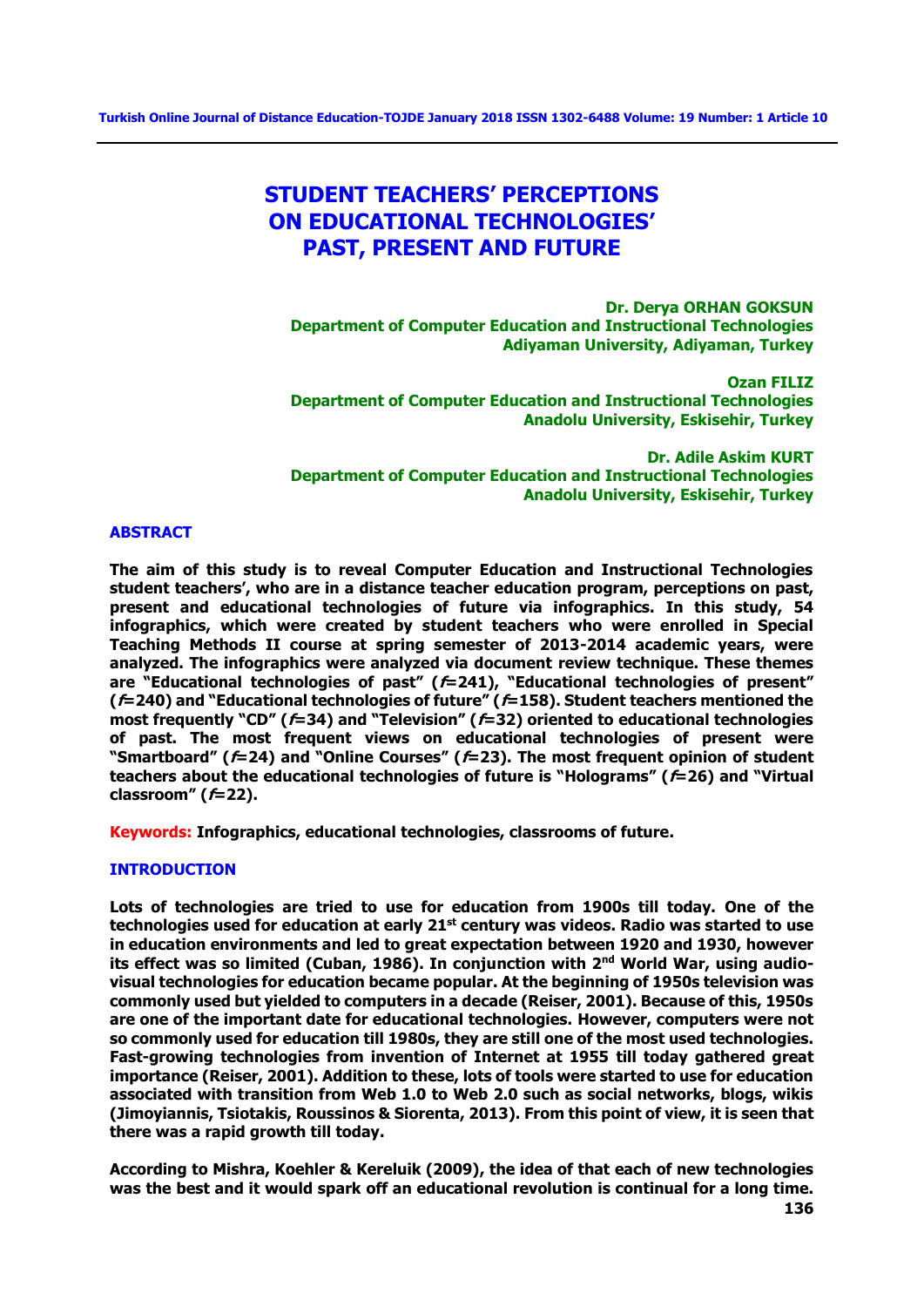# STUDENT TEACHERS' PERCEPTIONS ON EDUCATIONAL TECHNOLOGIES' PAST, PRESENT AND FUTURE

**Dr. Derya ORHAN GOKSUN**
**Department of Computer Education and Instructional Technologies**
**Adiyaman University, Adiyaman, Turkey**

**Ozan FILIZ**
**Department of Computer Education and Instructional Technologies**
**Anadolu University, Eskisehir, Turkey**

**Dr. Adile Askim KURT**
**Department of Computer Education and Instructional Technologies**
**Anadolu University, Eskisehir, Turkey**

## ABSTRACT

**The aim of this study is to reveal Computer Education and Instructional Technologies student teachers', who are in a distance teacher education program, perceptions on past, present and educational technologies of future via infographics. In this study, 54 infographics, which were created by student teachers who were enrolled in Special Teaching Methods II course at spring semester of 2013-2014 academic years, were analyzed. The infographics were analyzed via document review technique. These themes are "Educational technologies of past" (*f*=241), "Educational technologies of present" (*f*=240) and "Educational technologies of future" (*f*=158). Student teachers mentioned the most frequently "CD" (*f*=34) and "Television" (*f*=32) oriented to educational technologies of past. The most frequent views on educational technologies of present were "Smartboard" (*f*=24) and "Online Courses" (*f*=23). The most frequent opinion of student teachers about the educational technologies of future is "Holograms" (*f*=26) and "Virtual classroom" (*f*=22).**

**Keywords:** **Infographics, educational technologies, classrooms of future.**

## INTRODUCTION

**Lots of technologies are tried to use for education from 1900s till today. One of the technologies used for education at early 21st century was videos. Radio was started to use in education environments and led to great expectation between 1920 and 1930, however its effect was so limited (Cuban, 1986). In conjunction with 2nd World War, using audio-visual technologies for education became popular. At the beginning of 1950s television was commonly used but yielded to computers in a decade (Reiser, 2001). Because of this, 1950s are one of the important date for educational technologies. However, computers were not so commonly used for education till 1980s, they are still one of the most used technologies. Fast-growing technologies from invention of Internet at 1955 till today gathered great importance (Reiser, 2001). Addition to these, lots of tools were started to use for education associated with transition from Web 1.0 to Web 2.0 such as social networks, blogs, wikis (Jimoyiannis, Tsiotakis, Roussinos & Siorenta, 2013). From this point of view, it is seen that there was a rapid growth till today.**

**According to Mishra, Koehler & Kereluik (2009), the idea of that each of new technologies was the best and it would spark off an educational revolution is continual for a long time.**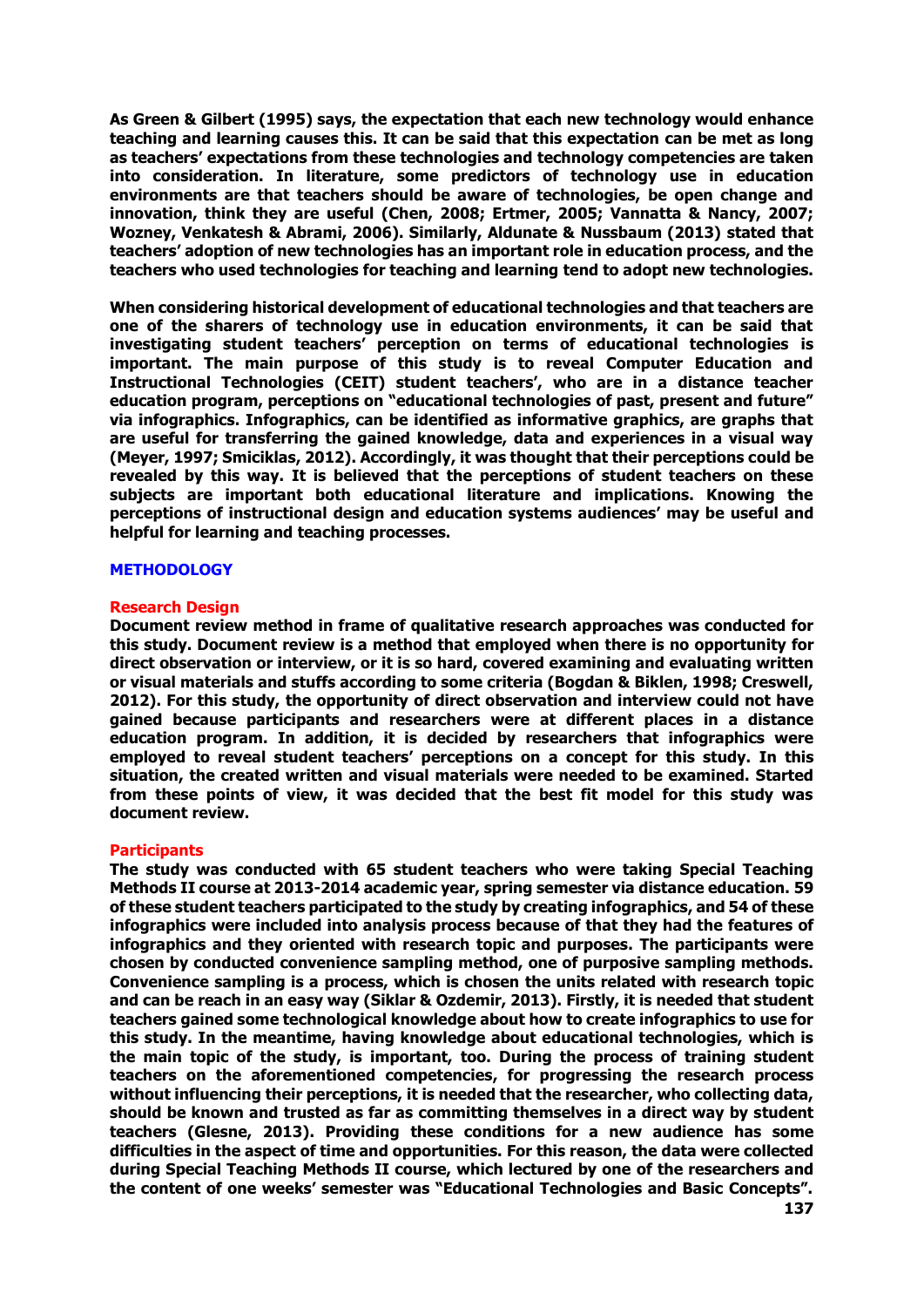As Green & Gilbert (1995) says, the expectation that each new technology would enhance teaching and learning causes this. It can be said that this expectation can be met as long as teachers' expectations from these technologies and technology competencies are taken into consideration. In literature, some predictors of technology use in education environments are that teachers should be aware of technologies, be open change and innovation, think they are useful (Chen, 2008; Ertmer, 2005; Vannatta & Nancy, 2007; Wozney, Venkatesh & Abrami, 2006). Similarly, Aldunate & Nussbaum (2013) stated that teachers' adoption of new technologies has an important role in education process, and the teachers who used technologies for teaching and learning tend to adopt new technologies.

When considering historical development of educational technologies and that teachers are one of the sharers of technology use in education environments, it can be said that investigating student teachers' perception on terms of educational technologies is important. The main purpose of this study is to reveal Computer Education and Instructional Technologies (CEIT) student teachers', who are in a distance teacher education program, perceptions on "educational technologies of past, present and future" via infographics. Infographics, can be identified as informative graphics, are graphs that are useful for transferring the gained knowledge, data and experiences in a visual way (Meyer, 1997; Smiciklas, 2012). Accordingly, it was thought that their perceptions could be revealed by this way. It is believed that the perceptions of student teachers on these subjects are important both educational literature and implications. Knowing the perceptions of instructional design and education systems audiences' may be useful and helpful for learning and teaching processes.

## METHODOLOGY

### Research Design

Document review method in frame of qualitative research approaches was conducted for this study. Document review is a method that employed when there is no opportunity for direct observation or interview, or it is so hard, covered examining and evaluating written or visual materials and stuffs according to some criteria (Bogdan & Biklen, 1998; Creswell, 2012). For this study, the opportunity of direct observation and interview could not have gained because participants and researchers were at different places in a distance education program. In addition, it is decided by researchers that infographics were employed to reveal student teachers' perceptions on a concept for this study. In this situation, the created written and visual materials were needed to be examined. Started from these points of view, it was decided that the best fit model for this study was document review.

### Participants

The study was conducted with 65 student teachers who were taking Special Teaching Methods II course at 2013-2014 academic year, spring semester via distance education. 59 of these student teachers participated to the study by creating infographics, and 54 of these infographics were included into analysis process because of that they had the features of infographics and they oriented with research topic and purposes. The participants were chosen by conducted convenience sampling method, one of purposive sampling methods. Convenience sampling is a process, which is chosen the units related with research topic and can be reach in an easy way (Siklar & Ozdemir, 2013). Firstly, it is needed that student teachers gained some technological knowledge about how to create infographics to use for this study. In the meantime, having knowledge about educational technologies, which is the main topic of the study, is important, too. During the process of training student teachers on the aforementioned competencies, for progressing the research process without influencing their perceptions, it is needed that the researcher, who collecting data, should be known and trusted as far as committing themselves in a direct way by student teachers (Glesne, 2013). Providing these conditions for a new audience has some difficulties in the aspect of time and opportunities. For this reason, the data were collected during Special Teaching Methods II course, which lectured by one of the researchers and the content of one weeks' semester was "Educational Technologies and Basic Concepts".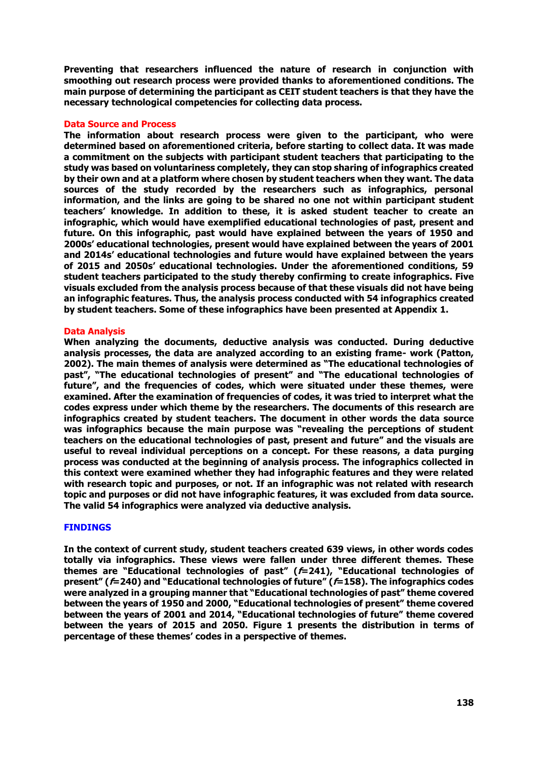Preventing that researchers influenced the nature of research in conjunction with smoothing out research process were provided thanks to aforementioned conditions. The main purpose of determining the participant as CEIT student teachers is that they have the necessary technological competencies for collecting data process.

### Data Source and Process

The information about research process were given to the participant, who were determined based on aforementioned criteria, before starting to collect data. It was made a commitment on the subjects with participant student teachers that participating to the study was based on voluntariness completely, they can stop sharing of infographics created by their own and at a platform where chosen by student teachers when they want. The data sources of the study recorded by the researchers such as infographics, personal information, and the links are going to be shared no one not within participant student teachers' knowledge. In addition to these, it is asked student teacher to create an infographic, which would have exemplified educational technologies of past, present and future. On this infographic, past would have explained between the years of 1950 and 2000s' educational technologies, present would have explained between the years of 2001 and 2014s' educational technologies and future would have explained between the years of 2015 and 2050s' educational technologies. Under the aforementioned conditions, 59 student teachers participated to the study thereby confirming to create infographics. Five visuals excluded from the analysis process because of that these visuals did not have being an infographic features. Thus, the analysis process conducted with 54 infographics created by student teachers. Some of these infographics have been presented at Appendix 1.

### Data Analysis

When analyzing the documents, deductive analysis was conducted. During deductive analysis processes, the data are analyzed according to an existing frame- work (Patton, 2002). The main themes of analysis were determined as "The educational technologies of past", "The educational technologies of present" and "The educational technologies of future", and the frequencies of codes, which were situated under these themes, were examined. After the examination of frequencies of codes, it was tried to interpret what the codes express under which theme by the researchers. The documents of this research are infographics created by student teachers. The document in other words the data source was infographics because the main purpose was "revealing the perceptions of student teachers on the educational technologies of past, present and future" and the visuals are useful to reveal individual perceptions on a concept. For these reasons, a data purging process was conducted at the beginning of analysis process. The infographics collected in this context were examined whether they had infographic features and they were related with research topic and purposes, or not. If an infographic was not related with research topic and purposes or did not have infographic features, it was excluded from data source. The valid 54 infographics were analyzed via deductive analysis.

## FINDINGS

In the context of current study, student teachers created 639 views, in other words codes totally via infographics. These views were fallen under three different themes. These themes are "Educational technologies of past" (*f*=241), "Educational technologies of present" (*f*=240) and "Educational technologies of future" (*f*=158). The infographics codes were analyzed in a grouping manner that "Educational technologies of past" theme covered between the years of 1950 and 2000, "Educational technologies of present" theme covered between the years of 2001 and 2014, "Educational technologies of future" theme covered between the years of 2015 and 2050. Figure 1 presents the distribution in terms of percentage of these themes' codes in a perspective of themes.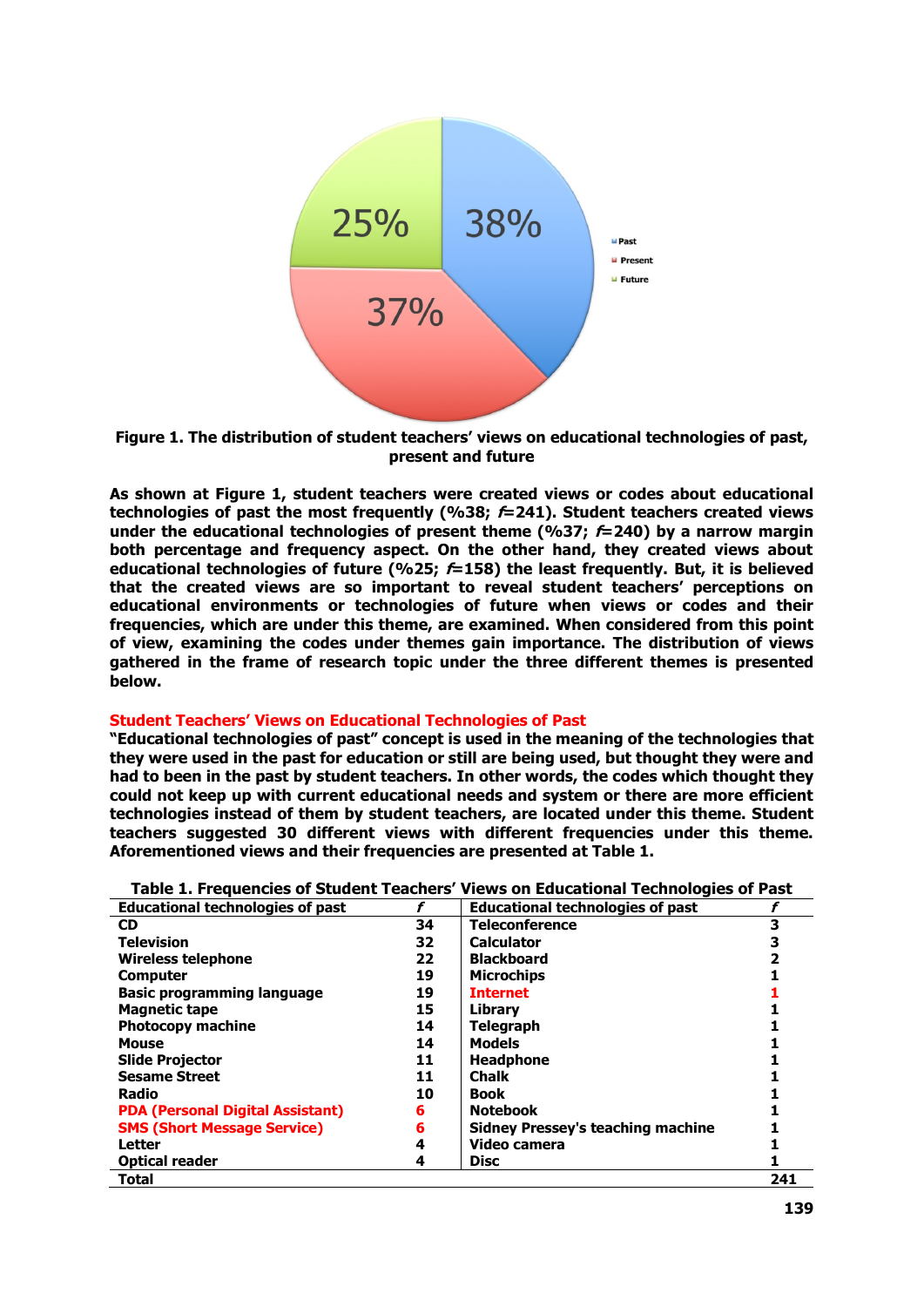Figure 1. The distribution of student teachers' views on educational technologies of past, present and future

As shown at Figure 1, student teachers were created views or codes about educational technologies of past the most frequently (%38; *f*=241). Student teachers created views under the educational technologies of present theme (%37; *f*=240) by a narrow margin both percentage and frequency aspect. On the other hand, they created views about educational technologies of future (%25; *f*=158) the least frequently. But, it is believed that the created views are so important to reveal student teachers' perceptions on educational environments or technologies of future when views or codes and their frequencies, which are under this theme, are examined. When considered from this point of view, examining the codes under themes gain importance. The distribution of views gathered in the frame of research topic under the three different themes is presented below.

## Student Teachers' Views on Educational Technologies of Past

"Educational technologies of past" concept is used in the meaning of the technologies that they were used in the past for education or still are being used, but thought they were and had to been in the past by student teachers. In other words, the codes which thought they could not keep up with current educational needs and system or there are more efficient technologies instead of them by student teachers, are located under this theme. Student teachers suggested 30 different views with different frequencies under this theme. Aforementioned views and their frequencies are presented at Table 1.

Table 1. Frequencies of Student Teachers' Views on Educational Technologies of Past

| Educational technologies of past | *f* | Educational technologies of past | *f* |
|---|---|---|---|
| CD | 34 | Teleconference | 3 |
| Television | 32 | Calculator | 3 |
| Wireless telephone | 22 | Blackboard | 2 |
| Computer | 19 | Microchips | 1 |
| Basic programming language | 19 | Internet | 1 |
| Magnetic tape | 15 | Library | 1 |
| Photocopy machine | 14 | Telegraph | 1 |
| Mouse | 14 | Models | 1 |
| Slide Projector | 11 | Headphone | 1 |
| Sesame Street | 11 | Chalk | 1 |
| Radio | 10 | Book | 1 |
| PDA (Personal Digital Assistant) | 6 | Notebook | 1 |
| SMS (Short Message Service) | 6 | Sidney Pressey's teaching machine | 1 |
| Letter | 4 | Video camera | 1 |
| Optical reader | 4 | Disc | 1 |
| Total | | | 241 |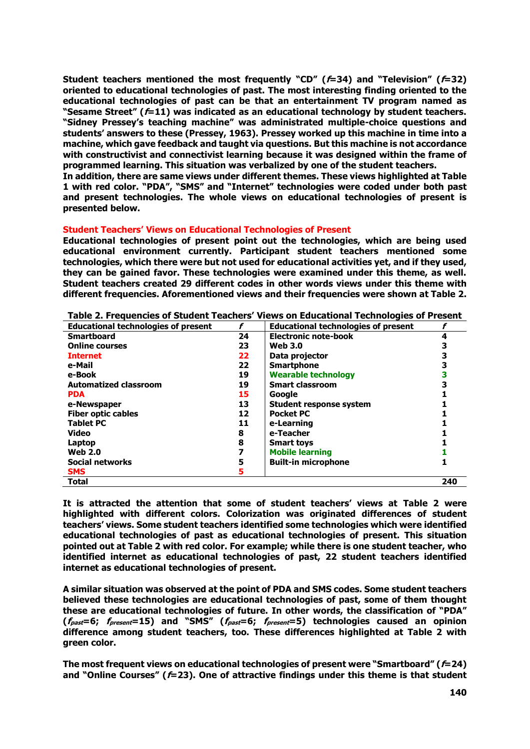**Student teachers mentioned the most frequently "CD" (*f*=34) and "Television" (*f*=32) oriented to educational technologies of past. The most interesting finding oriented to the educational technologies of past can be that an entertainment TV program named as "Sesame Street" (*f*=11) was indicated as an educational technology by student teachers. "Sidney Pressey's teaching machine" was administrated multiple-choice questions and students' answers to these (Pressey, 1963). Pressey worked up this machine in time into a machine, which gave feedback and taught via questions. But this machine is not accordance with constructivist and connectivist learning because it was designed within the frame of programmed learning. This situation was verbalized by one of the student teachers.**
**In addition, there are same views under different themes. These views highlighted at Table 1 with red color. "PDA", "SMS" and "Internet" technologies were coded under both past and present technologies. The whole views on educational technologies of present is presented below.**

## Student Teachers' Views on Educational Technologies of Present

**Educational technologies of present point out the technologies, which are being used educational environment currently. Participant student teachers mentioned some technologies, which there were but not used for educational activities yet, and if they used, they can be gained favor. These technologies were examined under this theme, as well. Student teachers created 29 different codes in other words views under this theme with different frequencies. Aforementioned views and their frequencies were shown at Table 2.**

**Table 2. Frequencies of Student Teachers' Views on Educational Technologies of Present**

| Educational technologies of present | *f* | Educational technologies of present | *f* |
|---|---|---|---|
| Smartboard | 24 | Electronic note-book | 4 |
| Online courses | 23 | Web 3.0 | 3 |
| Internet | 22 | Data projector | 3 |
| e-Mail | 22 | Smartphone | 3 |
| e-Book | 19 | Wearable technology | 3 |
| Automatized classroom | 19 | Smart classroom | 3 |
| PDA | 15 | Google | 1 |
| e-Newspaper | 13 | Student response system | 1 |
| Fiber optic cables | 12 | Pocket PC | 1 |
| Tablet PC | 11 | e-Learning | 1 |
| Video | 8 | e-Teacher | 1 |
| Laptop | 8 | Smart toys | 1 |
| Web 2.0 | 7 | Mobile learning | 1 |
| Social networks | 5 | Built-in microphone | 1 |
| SMS | 5 | | |
| **Total** | | | **240** |

**It is attracted the attention that some of student teachers' views at Table 2 were highlighted with different colors. Colorization was originated differences of student teachers' views. Some student teachers identified some technologies which were identified educational technologies of past as educational technologies of present. This situation pointed out at Table 2 with red color. For example; while there is one student teacher, who identified internet as educational technologies of past, 22 student teachers identified internet as educational technologies of present.**

**A similar situation was observed at the point of PDA and SMS codes. Some student teachers believed these technologies are educational technologies of past, some of them thought these are educational technologies of future. In other words, the classification of "PDA" ($f_{past}$=6; $f_{present}$=15) and "SMS" ($f_{past}$=6; $f_{present}$=5) technologies caused an opinion difference among student teachers, too. These differences highlighted at Table 2 with green color.**

**The most frequent views on educational technologies of present were "Smartboard" (*f*=24) and "Online Courses" (*f*=23). One of attractive findings under this theme is that student**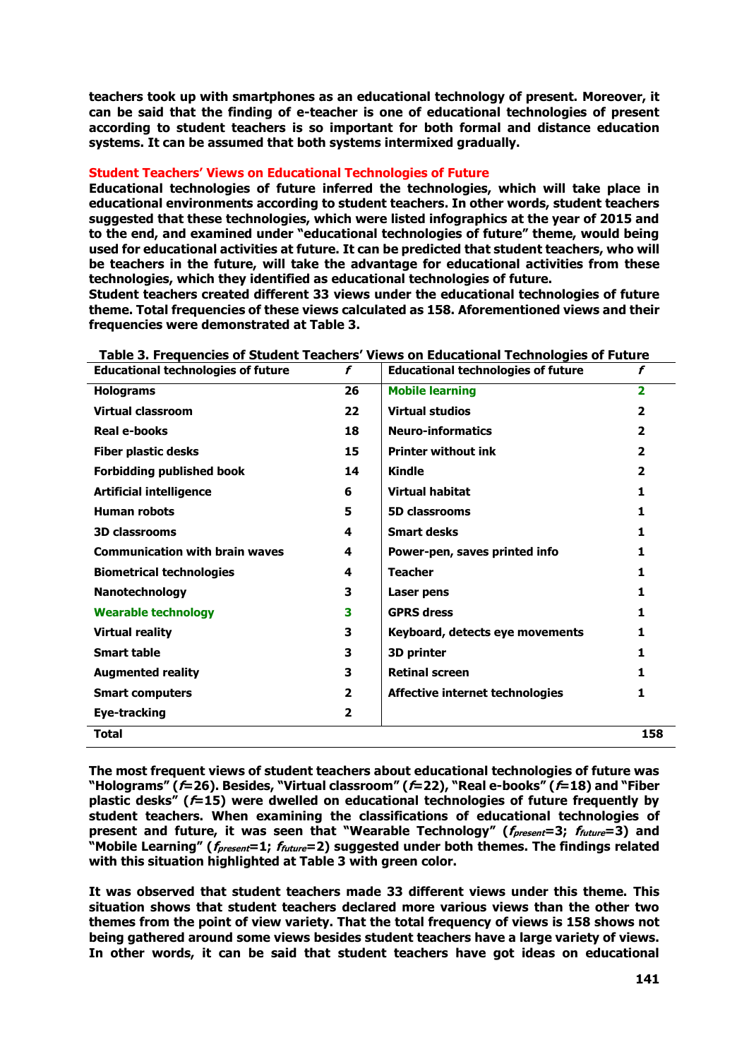teachers took up with smartphones as an educational technology of present. Moreover, it can be said that the finding of e-teacher is one of educational technologies of present according to student teachers is so important for both formal and distance education systems. It can be assumed that both systems intermixed gradually.

## Student Teachers' Views on Educational Technologies of Future

Educational technologies of future inferred the technologies, which will take place in educational environments according to student teachers. In other words, student teachers suggested that these technologies, which were listed infographics at the year of 2015 and to the end, and examined under "educational technologies of future" theme, would being used for educational activities at future. It can be predicted that student teachers, who will be teachers in the future, will take the advantage for educational activities from these technologies, which they identified as educational technologies of future.

Student teachers created different 33 views under the educational technologies of future theme. Total frequencies of these views calculated as 158. Aforementioned views and their frequencies were demonstrated at Table 3.

**Table 3. Frequencies of Student Teachers' Views on Educational Technologies of Future**

| Educational technologies of future | *f* | Educational technologies of future | *f* |
|---|---|---|---|
| Holograms | 26 | Mobile learning | 2 |
| Virtual classroom | 22 | Virtual studios | 2 |
| Real e-books | 18 | Neuro-informatics | 2 |
| Fiber plastic desks | 15 | Printer without ink | 2 |
| Forbidding published book | 14 | Kindle | 2 |
| Artificial intelligence | 6 | Virtual habitat | 1 |
| Human robots | 5 | 5D classrooms | 1 |
| 3D classrooms | 4 | Smart desks | 1 |
| Communication with brain waves | 4 | Power-pen, saves printed info | 1 |
| Biometrical technologies | 4 | Teacher | 1 |
| Nanotechnology | 3 | Laser pens | 1 |
| Wearable technology | 3 | GPRS dress | 1 |
| Virtual reality | 3 | Keyboard, detects eye movements | 1 |
| Smart table | 3 | 3D printer | 1 |
| Augmented reality | 3 | Retinal screen | 1 |
| Smart computers | 2 | Affective internet technologies | 1 |
| Eye-tracking | 2 | | |
| **Total** | | | **158** |

The most frequent views of student teachers about educational technologies of future was "Holograms" (*f*=26). Besides, "Virtual classroom" (*f*=22), "Real e-books" (*f*=18) and "Fiber plastic desks" (*f*=15) were dwelled on educational technologies of future frequently by student teachers. When examining the classifications of educational technologies of present and future, it was seen that "Wearable Technology" ($f_{present}$=3; $f_{future}$=3) and "Mobile Learning" ($f_{present}$=1; $f_{future}$=2) suggested under both themes. The findings related with this situation highlighted at Table 3 with green color.

It was observed that student teachers made 33 different views under this theme. This situation shows that student teachers declared more various views than the other two themes from the point of view variety. That the total frequency of views is 158 shows not being gathered around some views besides student teachers have a large variety of views. In other words, it can be said that student teachers have got ideas on educational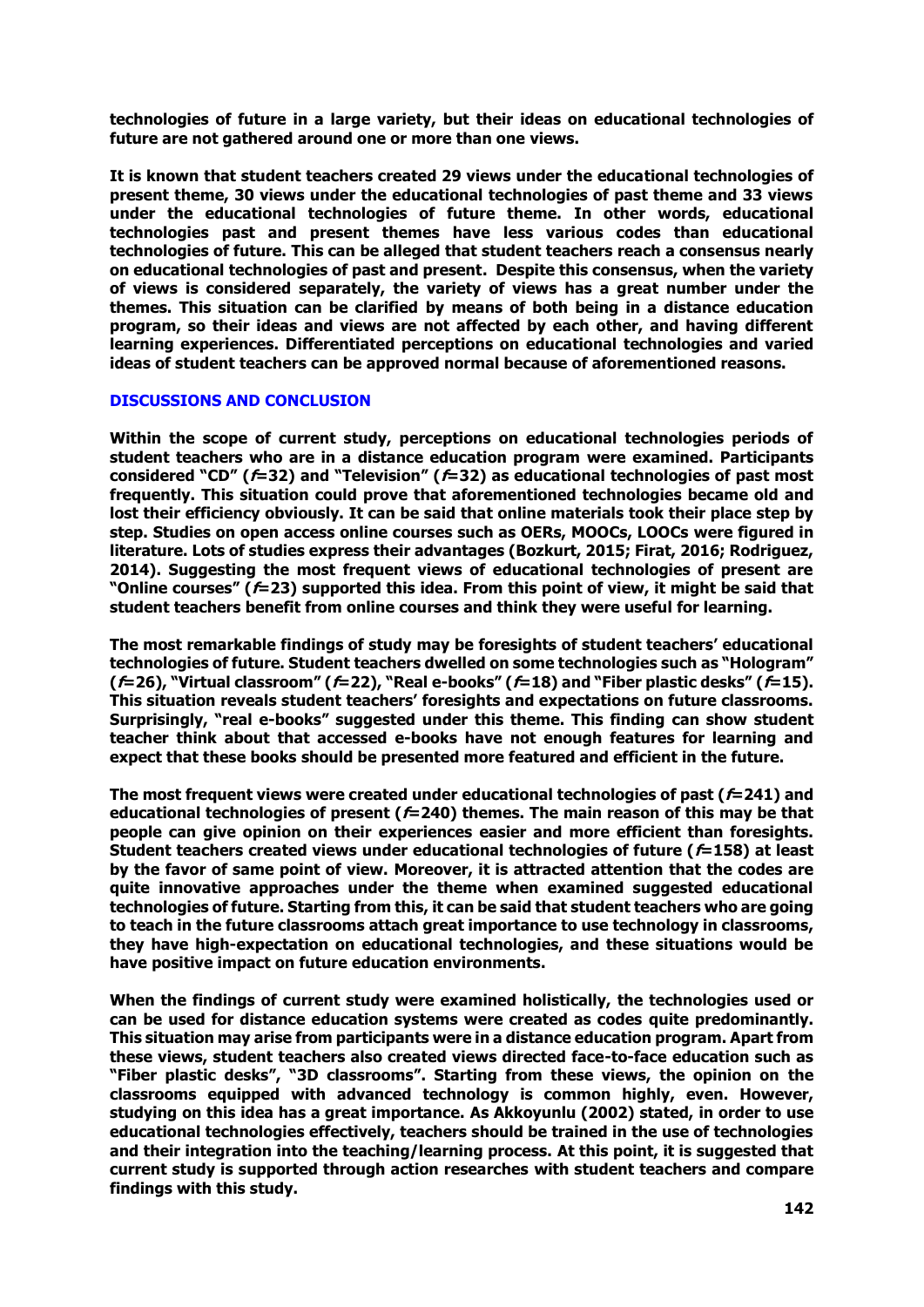**technologies of future in a large variety, but their ideas on educational technologies of future are not gathered around one or more than one views.**

**It is known that student teachers created 29 views under the educational technologies of present theme, 30 views under the educational technologies of past theme and 33 views under the educational technologies of future theme. In other words, educational technologies past and present themes have less various codes than educational technologies of future. This can be alleged that student teachers reach a consensus nearly on educational technologies of past and present. Despite this consensus, when the variety of views is considered separately, the variety of views has a great number under the themes. This situation can be clarified by means of both being in a distance education program, so their ideas and views are not affected by each other, and having different learning experiences. Differentiated perceptions on educational technologies and varied ideas of student teachers can be approved normal because of aforementioned reasons.**

## DISCUSSIONS AND CONCLUSION

**Within the scope of current study, perceptions on educational technologies periods of student teachers who are in a distance education program were examined. Participants considered "CD" (*f*=32) and "Television" (*f*=32) as educational technologies of past most frequently. This situation could prove that aforementioned technologies became old and lost their efficiency obviously. It can be said that online materials took their place step by step. Studies on open access online courses such as OERs, MOOCs, LOOCs were figured in literature. Lots of studies express their advantages (Bozkurt, 2015; Firat, 2016; Rodriguez, 2014). Suggesting the most frequent views of educational technologies of present are "Online courses" (*f*=23) supported this idea. From this point of view, it might be said that student teachers benefit from online courses and think they were useful for learning.**

**The most remarkable findings of study may be foresights of student teachers' educational technologies of future. Student teachers dwelled on some technologies such as "Hologram" (*f*=26), "Virtual classroom" (*f*=22), "Real e-books" (*f*=18) and "Fiber plastic desks" (*f*=15). This situation reveals student teachers' foresights and expectations on future classrooms. Surprisingly, "real e-books" suggested under this theme. This finding can show student teacher think about that accessed e-books have not enough features for learning and expect that these books should be presented more featured and efficient in the future.**

**The most frequent views were created under educational technologies of past (*f*=241) and educational technologies of present (*f*=240) themes. The main reason of this may be that people can give opinion on their experiences easier and more efficient than foresights. Student teachers created views under educational technologies of future (*f*=158) at least by the favor of same point of view. Moreover, it is attracted attention that the codes are quite innovative approaches under the theme when examined suggested educational technologies of future. Starting from this, it can be said that student teachers who are going to teach in the future classrooms attach great importance to use technology in classrooms, they have high-expectation on educational technologies, and these situations would be have positive impact on future education environments.**

**When the findings of current study were examined holistically, the technologies used or can be used for distance education systems were created as codes quite predominantly. This situation may arise from participants were in a distance education program. Apart from these views, student teachers also created views directed face-to-face education such as "Fiber plastic desks", "3D classrooms". Starting from these views, the opinion on the classrooms equipped with advanced technology is common highly, even. However, studying on this idea has a great importance. As Akkoyunlu (2002) stated, in order to use educational technologies effectively, teachers should be trained in the use of technologies and their integration into the teaching/learning process. At this point, it is suggested that current study is supported through action researches with student teachers and compare findings with this study.**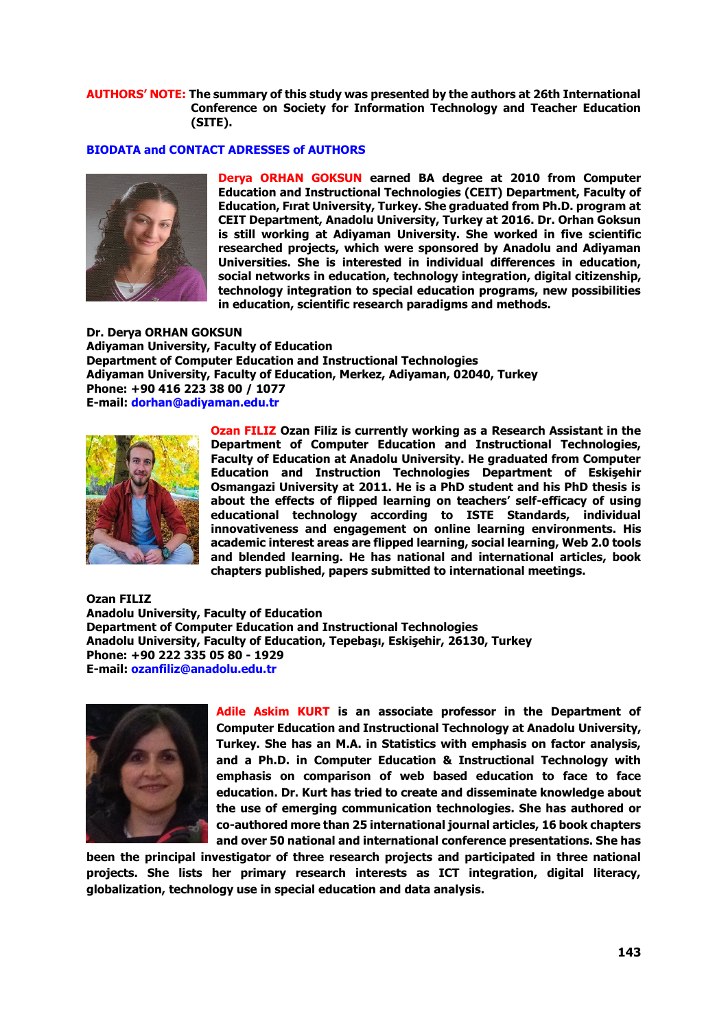**AUTHORS' NOTE: The summary of this study was presented by the authors at 26th International Conference on Society for Information Technology and Teacher Education (SITE).**

## BIODATA and CONTACT ADRESSES of AUTHORS

**Derya ORHAN GOKSUN earned BA degree at 2010 from Computer Education and Instructional Technologies (CEIT) Department, Faculty of Education, Fırat University, Turkey. She graduated from Ph.D. program at CEIT Department, Anadolu University, Turkey at 2016. Dr. Orhan Goksun is still working at Adiyaman University. She worked in five scientific researched projects, which were sponsored by Anadolu and Adiyaman Universities. She is interested in individual differences in education, social networks in education, technology integration, digital citizenship, technology integration to special education programs, new possibilities in education, scientific research paradigms and methods.**

**Dr. Derya ORHAN GOKSUN**
**Adiyaman University, Faculty of Education**
**Department of Computer Education and Instructional Technologies**
**Adiyaman University, Faculty of Education, Merkez, Adiyaman, 02040, Turkey**
**Phone: +90 416 223 38 00 / 1077**
**E-mail: dorhan@adiyaman.edu.tr**

**Ozan FILIZ Ozan Filiz is currently working as a Research Assistant in the Department of Computer Education and Instructional Technologies, Faculty of Education at Anadolu University. He graduated from Computer Education and Instruction Technologies Department of Eskişehir Osmangazi University at 2011. He is a PhD student and his PhD thesis is about the effects of flipped learning on teachers' self-efficacy of using educational technology according to ISTE Standards, individual innovativeness and engagement on online learning environments. His academic interest areas are flipped learning, social learning, Web 2.0 tools and blended learning. He has national and international articles, book chapters published, papers submitted to international meetings.**

**Ozan FILIZ**
**Anadolu University, Faculty of Education**
**Department of Computer Education and Instructional Technologies**
**Anadolu University, Faculty of Education, Tepebaşı, Eskişehir, 26130, Turkey**
**Phone: +90 222 335 05 80 - 1929**
**E-mail: ozanfiliz@anadolu.edu.tr**

**Adile Askim KURT is an associate professor in the Department of Computer Education and Instructional Technology at Anadolu University, Turkey. She has an M.A. in Statistics with emphasis on factor analysis, and a Ph.D. in Computer Education & Instructional Technology with emphasis on comparison of web based education to face to face education. Dr. Kurt has tried to create and disseminate knowledge about the use of emerging communication technologies. She has authored or co-authored more than 25 international journal articles, 16 book chapters and over 50 national and international conference presentations. She has been the principal investigator of three research projects and participated in three national projects. She lists her primary research interests as ICT integration, digital literacy, globalization, technology use in special education and data analysis.**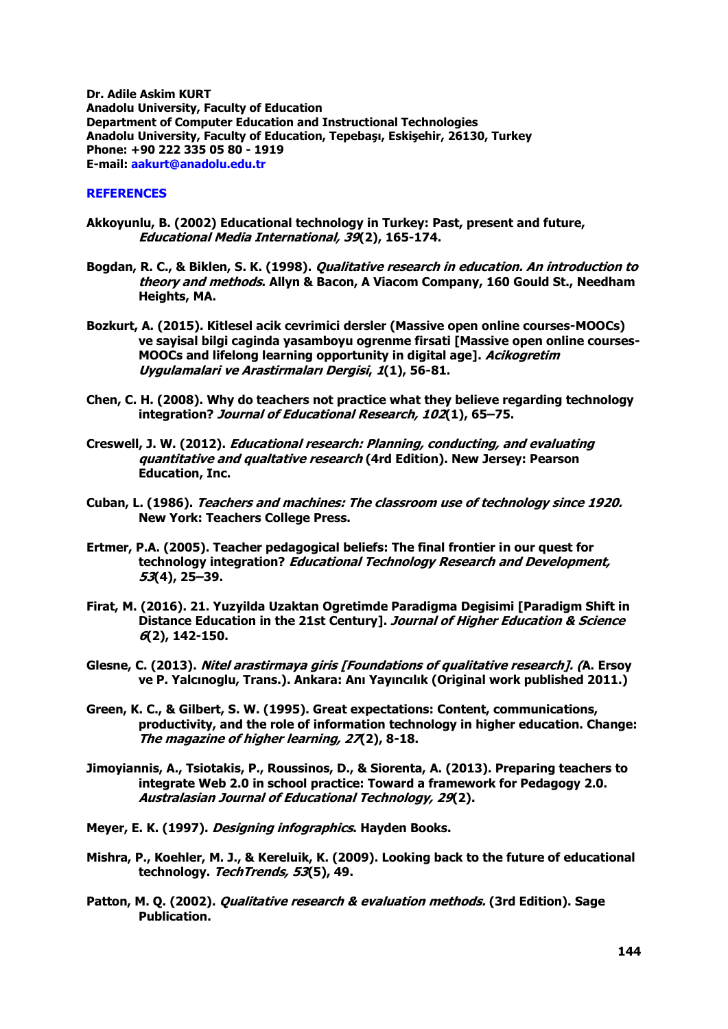**Dr. Adile Askim KURT**
**Anadolu University, Faculty of Education**
**Department of Computer Education and Instructional Technologies**
**Anadolu University, Faculty of Education, Tepebaşı, Eskişehir, 26130, Turkey**
**Phone: +90 222 335 05 80 - 1919**
**E-mail: aakurt@anadolu.edu.tr**

## REFERENCES

Akkoyunlu, B. (2002) Educational technology in Turkey: Past, present and future, *Educational Media International, 39*(2), 165-174.

Bogdan, R. C., & Biklen, S. K. (1998). *Qualitative research in education. An introduction to theory and methods*. Allyn & Bacon, A Viacom Company, 160 Gould St., Needham Heights, MA.

Bozkurt, A. (2015). Kitlesel acik cevrimici dersler (Massive open online courses-MOOCs) ve sayisal bilgi caginda yasamboyu ogrenme firsati [Massive open online courses-MOOCs and lifelong learning opportunity in digital age]. *Acikogretim Uygulamalari ve Arastirmaları Dergisi*, *1*(1), 56-81.

Chen, C. H. (2008). Why do teachers not practice what they believe regarding technology integration? *Journal of Educational Research, 102*(1), 65–75.

Creswell, J. W. (2012). *Educational research: Planning, conducting, and evaluating quantitative and qualtative research* (4rd Edition). New Jersey: Pearson Education, Inc.

Cuban, L. (1986). *Teachers and machines: The classroom use of technology since 1920.* New York: Teachers College Press.

Ertmer, P.A. (2005). Teacher pedagogical beliefs: The final frontier in our quest for technology integration? *Educational Technology Research and Development, 53*(4), 25–39.

Firat, M. (2016). 21. Yuzyilda Uzaktan Ogretimde Paradigma Degisimi [Paradigm Shift in Distance Education in the 21st Century]. *Journal of Higher Education & Science 6*(2), 142-150.

Glesne, C. (2013). *Nitel arastirmaya giris [Foundations of qualitative research]. (*A. Ersoy ve P. Yalcınoglu, Trans.). Ankara: Anı Yayıncılık (Original work published 2011.)

Green, K. C., & Gilbert, S. W. (1995). Great expectations: Content, communications, productivity, and the role of information technology in higher education. Change: *The magazine of higher learning, 27*(2), 8-18.

Jimoyiannis, A., Tsiotakis, P., Roussinos, D., & Siorenta, A. (2013). Preparing teachers to integrate Web 2.0 in school practice: Toward a framework for Pedagogy 2.0. *Australasian Journal of Educational Technology, 29*(2).

Meyer, E. K. (1997). *Designing infographics*. Hayden Books.

Mishra, P., Koehler, M. J., & Kereluik, K. (2009). Looking back to the future of educational technology. *TechTrends, 53*(5), 49.

Patton, M. Q. (2002). *Qualitative research & evaluation methods.* (3rd Edition). Sage Publication.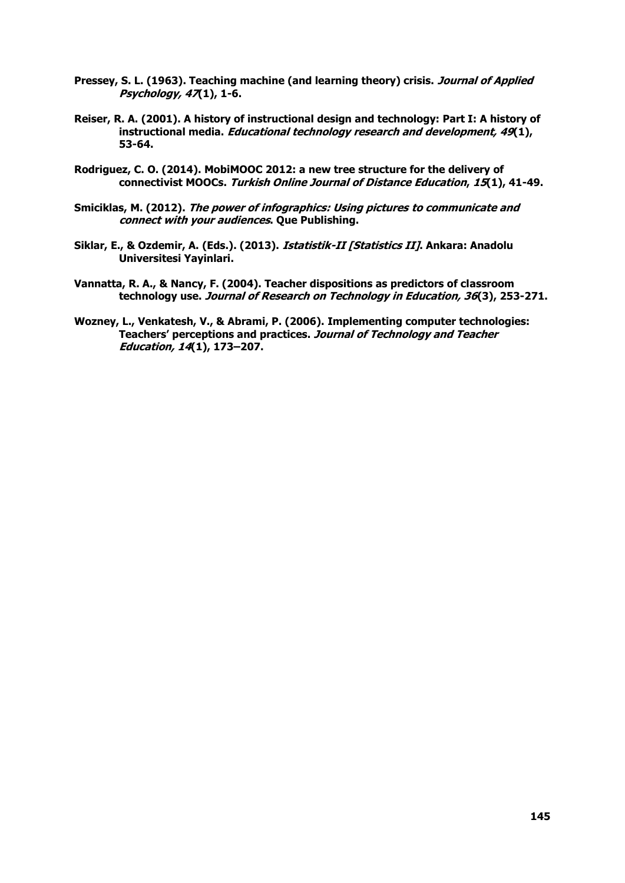**Pressey, S. L. (1963). Teaching machine (and learning theory) crisis. *Journal of Applied Psychology, 47*(1), 1-6.**

**Reiser, R. A. (2001). A history of instructional design and technology: Part I: A history of instructional media. *Educational technology research and development, 49*(1), 53-64.**

**Rodriguez, C. O. (2014). MobiMOOC 2012: a new tree structure for the delivery of connectivist MOOCs. *Turkish Online Journal of Distance Education*, *15*(1), 41-49.**

**Smiciklas, M. (2012). *The power of infographics: Using pictures to communicate and connect with your audiences*. Que Publishing.**

**Siklar, E., & Ozdemir, A. (Eds.). (2013). *Istatistik-II [Statistics II]*. Ankara: Anadolu Universitesi Yayinlari.**

**Vannatta, R. A., & Nancy, F. (2004). Teacher dispositions as predictors of classroom technology use. *Journal of Research on Technology in Education, 36*(3), 253-271.**

**Wozney, L., Venkatesh, V., & Abrami, P. (2006). Implementing computer technologies: Teachers' perceptions and practices. *Journal of Technology and Teacher Education, 14*(1), 173–207.**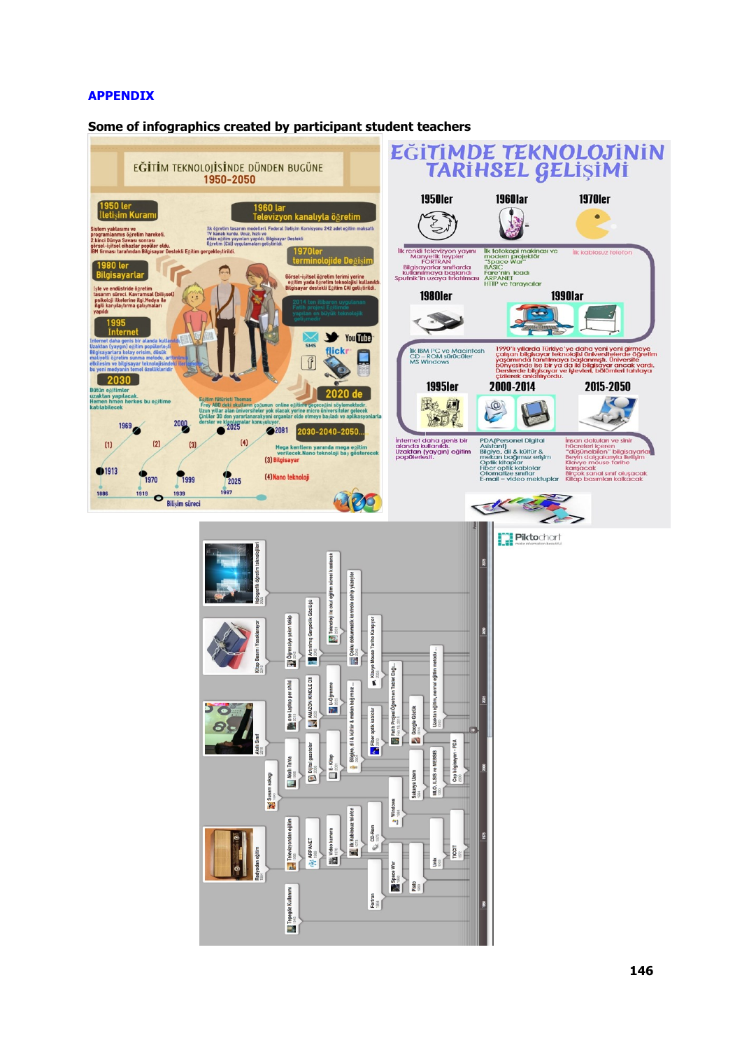# APPENDIX

## Some of infographics created by participant student teachers